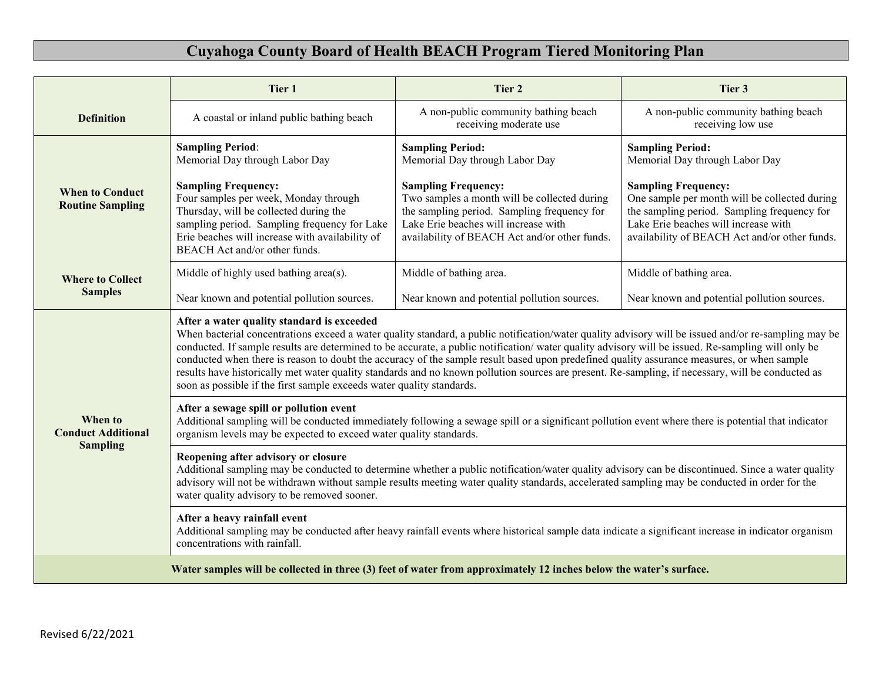# Cuyahoga County Board of Health BEACH Program Tiered Monitoring Plan

| | Tier 1 | Tier 2 | Tier 3 |
|---|---|---|---|
| **Definition** | A coastal or inland public bathing beach | A non-public community bathing beach receiving moderate use | A non-public community bathing beach receiving low use |
| **When to Conduct Routine Sampling** | **Sampling Period**: Memorial Day through Labor Day<br><br>**Sampling Frequency:** Four samples per week, Monday through Thursday, will be collected during the sampling period. Sampling frequency for Lake Erie beaches will increase with availability of BEACH Act and/or other funds. | **Sampling Period:** Memorial Day through Labor Day<br><br>**Sampling Frequency:** Two samples a month will be collected during the sampling period. Sampling frequency for Lake Erie beaches will increase with availability of BEACH Act and/or other funds. | **Sampling Period:** Memorial Day through Labor Day<br><br>**Sampling Frequency:** One sample per month will be collected during the sampling period. Sampling frequency for Lake Erie beaches will increase with availability of BEACH Act and/or other funds. |
| **Where to Collect Samples** | Middle of highly used bathing area(s).<br><br>Near known and potential pollution sources. | Middle of bathing area.<br><br>Near known and potential pollution sources. | Middle of bathing area.<br><br>Near known and potential pollution sources. |
| **When to Conduct Additional Sampling** | **After a water quality standard is exceeded**<br>When bacterial concentrations exceed a water quality standard, a public notification/water quality advisory will be issued and/or re-sampling may be conducted. If sample results are determined to be accurate, a public notification/ water quality advisory will be issued. Re-sampling will only be conducted when there is reason to doubt the accuracy of the sample result based upon predefined quality assurance measures, or when sample results have historically met water quality standards and no known pollution sources are present. Re-sampling, if necessary, will be conducted as soon as possible if the first sample exceeds water quality standards.<br><br>**After a sewage spill or pollution event**<br>Additional sampling will be conducted immediately following a sewage spill or a significant pollution event where there is potential that indicator organism levels may be expected to exceed water quality standards.<br><br>**Reopening after advisory or closure**<br>Additional sampling may be conducted to determine whether a public notification/water quality advisory can be discontinued. Since a water quality advisory will not be withdrawn without sample results meeting water quality standards, accelerated sampling may be conducted in order for the water quality advisory to be removed sooner.<br><br>**After a heavy rainfall event**<br>Additional sampling may be conducted after heavy rainfall events where historical sample data indicate a significant increase in indicator organism concentrations with rainfall. | | |

**Water samples will be collected in three (3) feet of water from approximately 12 inches below the water's surface.**

Revised 6/22/2021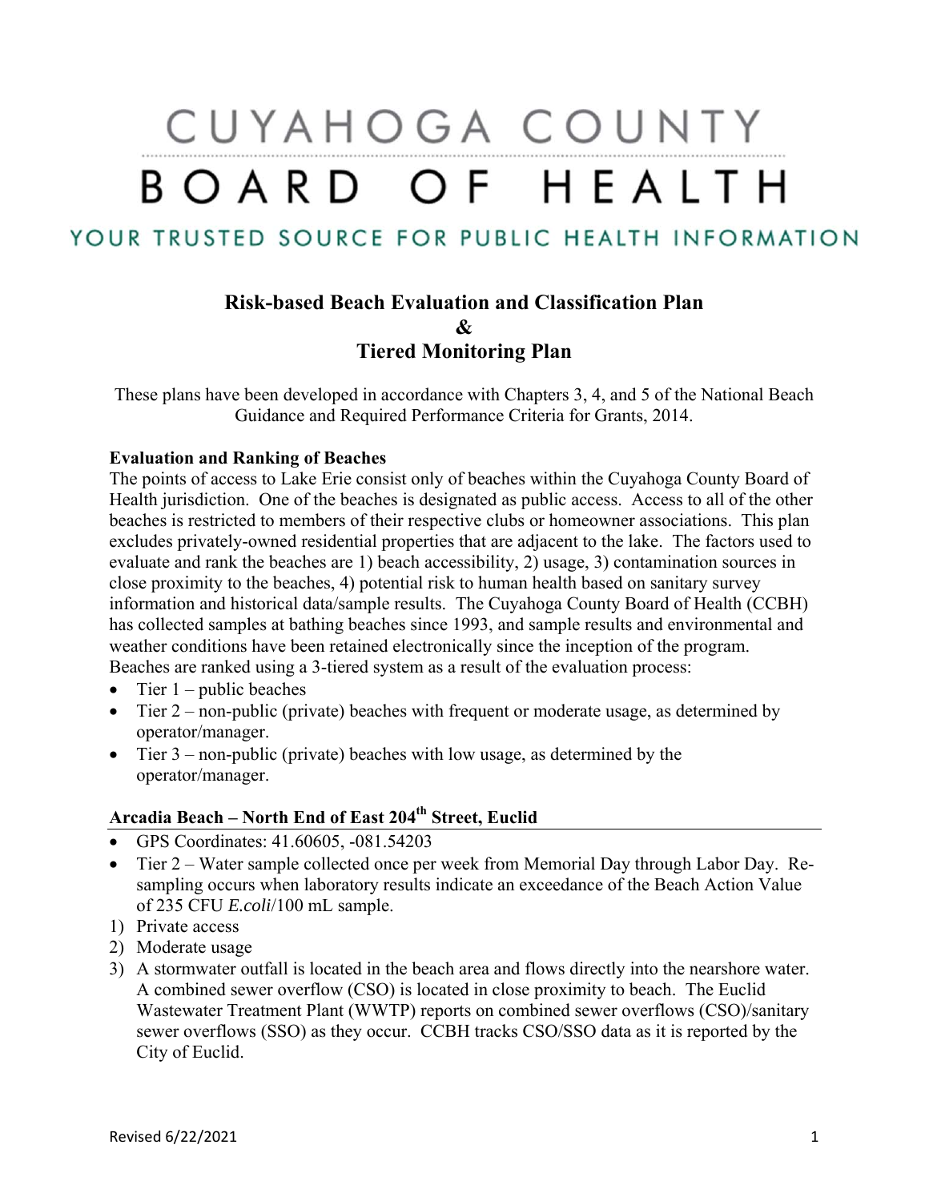# CUYAHOGA COUNTY BOARD OF HEALTH

YOUR TRUSTED SOURCE FOR PUBLIC HEALTH INFORMATION

## Risk-based Beach Evaluation and Classification Plan & Tiered Monitoring Plan

These plans have been developed in accordance with Chapters 3, 4, and 5 of the National Beach Guidance and Required Performance Criteria for Grants, 2014.

### Evaluation and Ranking of Beaches

The points of access to Lake Erie consist only of beaches within the Cuyahoga County Board of Health jurisdiction. One of the beaches is designated as public access. Access to all of the other beaches is restricted to members of their respective clubs or homeowner associations. This plan excludes privately-owned residential properties that are adjacent to the lake. The factors used to evaluate and rank the beaches are 1) beach accessibility, 2) usage, 3) contamination sources in close proximity to the beaches, 4) potential risk to human health based on sanitary survey information and historical data/sample results. The Cuyahoga County Board of Health (CCBH) has collected samples at bathing beaches since 1993, and sample results and environmental and weather conditions have been retained electronically since the inception of the program. Beaches are ranked using a 3-tiered system as a result of the evaluation process:

- Tier 1 – public beaches
- Tier 2 – non-public (private) beaches with frequent or moderate usage, as determined by operator/manager.
- Tier 3 – non-public (private) beaches with low usage, as determined by the operator/manager.

### Arcadia Beach – North End of East 204th Street, Euclid

- GPS Coordinates: 41.60605, -081.54203
- Tier 2 – Water sample collected once per week from Memorial Day through Labor Day. Re-sampling occurs when laboratory results indicate an exceedance of the Beach Action Value of 235 CFU *E.coli*/100 mL sample.

1) Private access
2) Moderate usage
3) A stormwater outfall is located in the beach area and flows directly into the nearshore water. A combined sewer overflow (CSO) is located in close proximity to beach. The Euclid Wastewater Treatment Plant (WWTP) reports on combined sewer overflows (CSO)/sanitary sewer overflows (SSO) as they occur. CCBH tracks CSO/SSO data as it is reported by the City of Euclid.

Revised 6/22/2021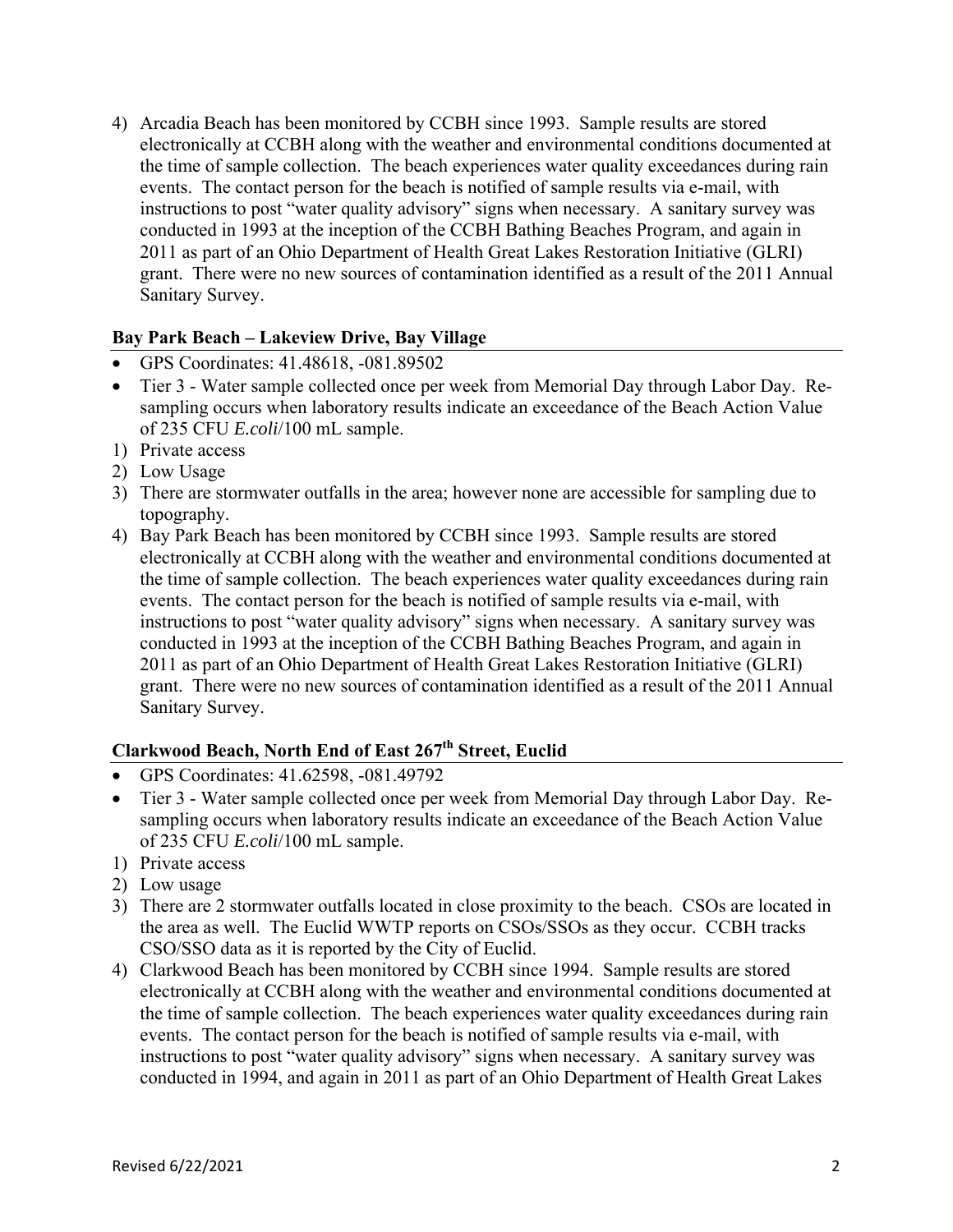4) Arcadia Beach has been monitored by CCBH since 1993. Sample results are stored electronically at CCBH along with the weather and environmental conditions documented at the time of sample collection. The beach experiences water quality exceedances during rain events. The contact person for the beach is notified of sample results via e-mail, with instructions to post "water quality advisory" signs when necessary. A sanitary survey was conducted in 1993 at the inception of the CCBH Bathing Beaches Program, and again in 2011 as part of an Ohio Department of Health Great Lakes Restoration Initiative (GLRI) grant. There were no new sources of contamination identified as a result of the 2011 Annual Sanitary Survey.

### Bay Park Beach – Lakeview Drive, Bay Village

- GPS Coordinates: 41.48618, -081.89502
- Tier 3 - Water sample collected once per week from Memorial Day through Labor Day. Re-sampling occurs when laboratory results indicate an exceedance of the Beach Action Value of 235 CFU *E.coli*/100 mL sample.

1) Private access
2) Low Usage
3) There are stormwater outfalls in the area; however none are accessible for sampling due to topography.
4) Bay Park Beach has been monitored by CCBH since 1993. Sample results are stored electronically at CCBH along with the weather and environmental conditions documented at the time of sample collection. The beach experiences water quality exceedances during rain events. The contact person for the beach is notified of sample results via e-mail, with instructions to post "water quality advisory" signs when necessary. A sanitary survey was conducted in 1993 at the inception of the CCBH Bathing Beaches Program, and again in 2011 as part of an Ohio Department of Health Great Lakes Restoration Initiative (GLRI) grant. There were no new sources of contamination identified as a result of the 2011 Annual Sanitary Survey.

### Clarkwood Beach, North End of East 267th Street, Euclid

- GPS Coordinates: 41.62598, -081.49792
- Tier 3 - Water sample collected once per week from Memorial Day through Labor Day. Re-sampling occurs when laboratory results indicate an exceedance of the Beach Action Value of 235 CFU *E.coli*/100 mL sample.

1) Private access
2) Low usage
3) There are 2 stormwater outfalls located in close proximity to the beach. CSOs are located in the area as well. The Euclid WWTP reports on CSOs/SSOs as they occur. CCBH tracks CSO/SSO data as it is reported by the City of Euclid.
4) Clarkwood Beach has been monitored by CCBH since 1994. Sample results are stored electronically at CCBH along with the weather and environmental conditions documented at the time of sample collection. The beach experiences water quality exceedances during rain events. The contact person for the beach is notified of sample results via e-mail, with instructions to post "water quality advisory" signs when necessary. A sanitary survey was conducted in 1994, and again in 2011 as part of an Ohio Department of Health Great Lakes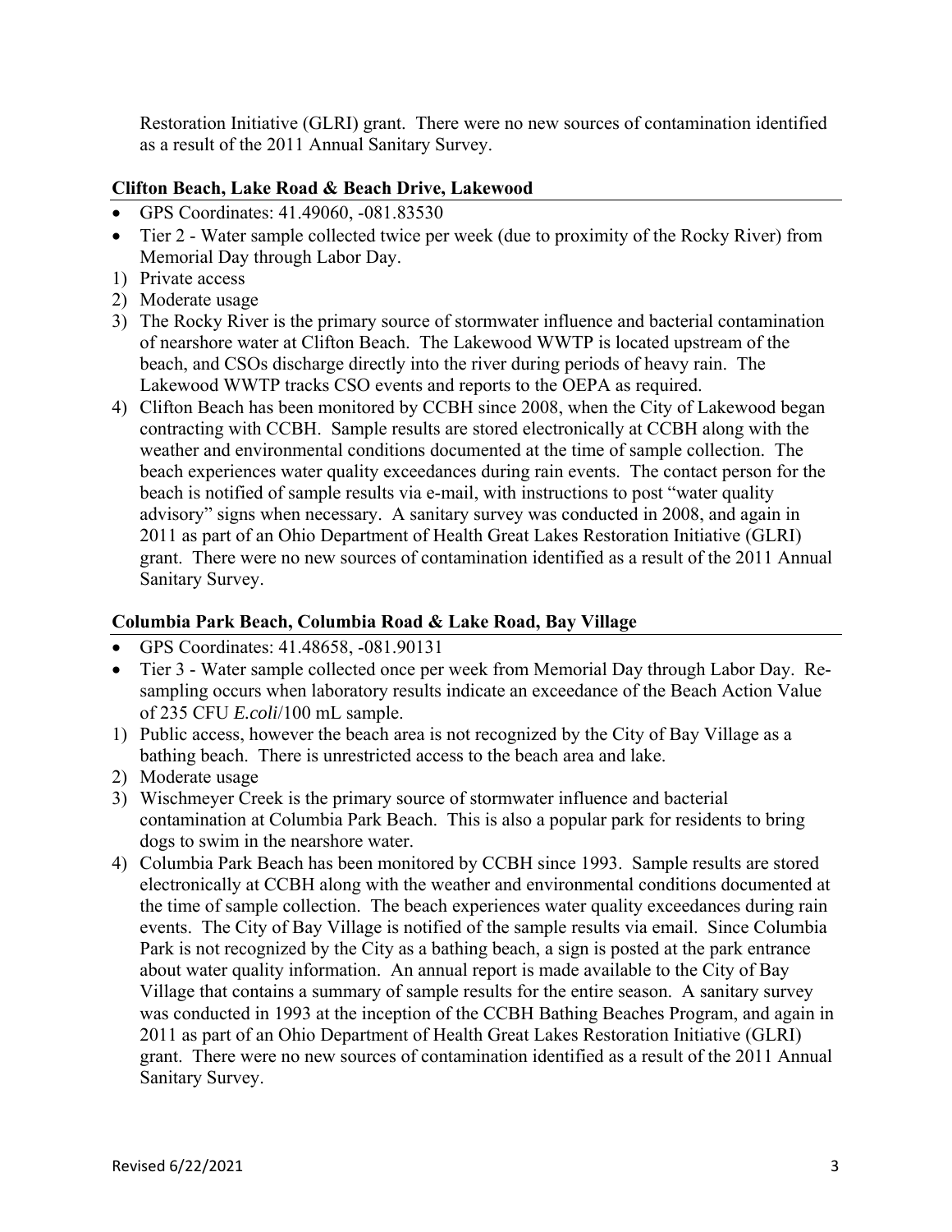Restoration Initiative (GLRI) grant. There were no new sources of contamination identified as a result of the 2011 Annual Sanitary Survey.

### Clifton Beach, Lake Road & Beach Drive, Lakewood

- GPS Coordinates: 41.49060, -081.83530
- Tier 2 - Water sample collected twice per week (due to proximity of the Rocky River) from Memorial Day through Labor Day.

1) Private access
2) Moderate usage
3) The Rocky River is the primary source of stormwater influence and bacterial contamination of nearshore water at Clifton Beach. The Lakewood WWTP is located upstream of the beach, and CSOs discharge directly into the river during periods of heavy rain. The Lakewood WWTP tracks CSO events and reports to the OEPA as required.
4) Clifton Beach has been monitored by CCBH since 2008, when the City of Lakewood began contracting with CCBH. Sample results are stored electronically at CCBH along with the weather and environmental conditions documented at the time of sample collection. The beach experiences water quality exceedances during rain events. The contact person for the beach is notified of sample results via e-mail, with instructions to post "water quality advisory" signs when necessary. A sanitary survey was conducted in 2008, and again in 2011 as part of an Ohio Department of Health Great Lakes Restoration Initiative (GLRI) grant. There were no new sources of contamination identified as a result of the 2011 Annual Sanitary Survey.

### Columbia Park Beach, Columbia Road & Lake Road, Bay Village

- GPS Coordinates: 41.48658, -081.90131
- Tier 3 - Water sample collected once per week from Memorial Day through Labor Day. Re-sampling occurs when laboratory results indicate an exceedance of the Beach Action Value of 235 CFU *E.coli*/100 mL sample.

1) Public access, however the beach area is not recognized by the City of Bay Village as a bathing beach. There is unrestricted access to the beach area and lake.
2) Moderate usage
3) Wischmeyer Creek is the primary source of stormwater influence and bacterial contamination at Columbia Park Beach. This is also a popular park for residents to bring dogs to swim in the nearshore water.
4) Columbia Park Beach has been monitored by CCBH since 1993. Sample results are stored electronically at CCBH along with the weather and environmental conditions documented at the time of sample collection. The beach experiences water quality exceedances during rain events. The City of Bay Village is notified of the sample results via email. Since Columbia Park is not recognized by the City as a bathing beach, a sign is posted at the park entrance about water quality information. An annual report is made available to the City of Bay Village that contains a summary of sample results for the entire season. A sanitary survey was conducted in 1993 at the inception of the CCBH Bathing Beaches Program, and again in 2011 as part of an Ohio Department of Health Great Lakes Restoration Initiative (GLRI) grant. There were no new sources of contamination identified as a result of the 2011 Annual Sanitary Survey.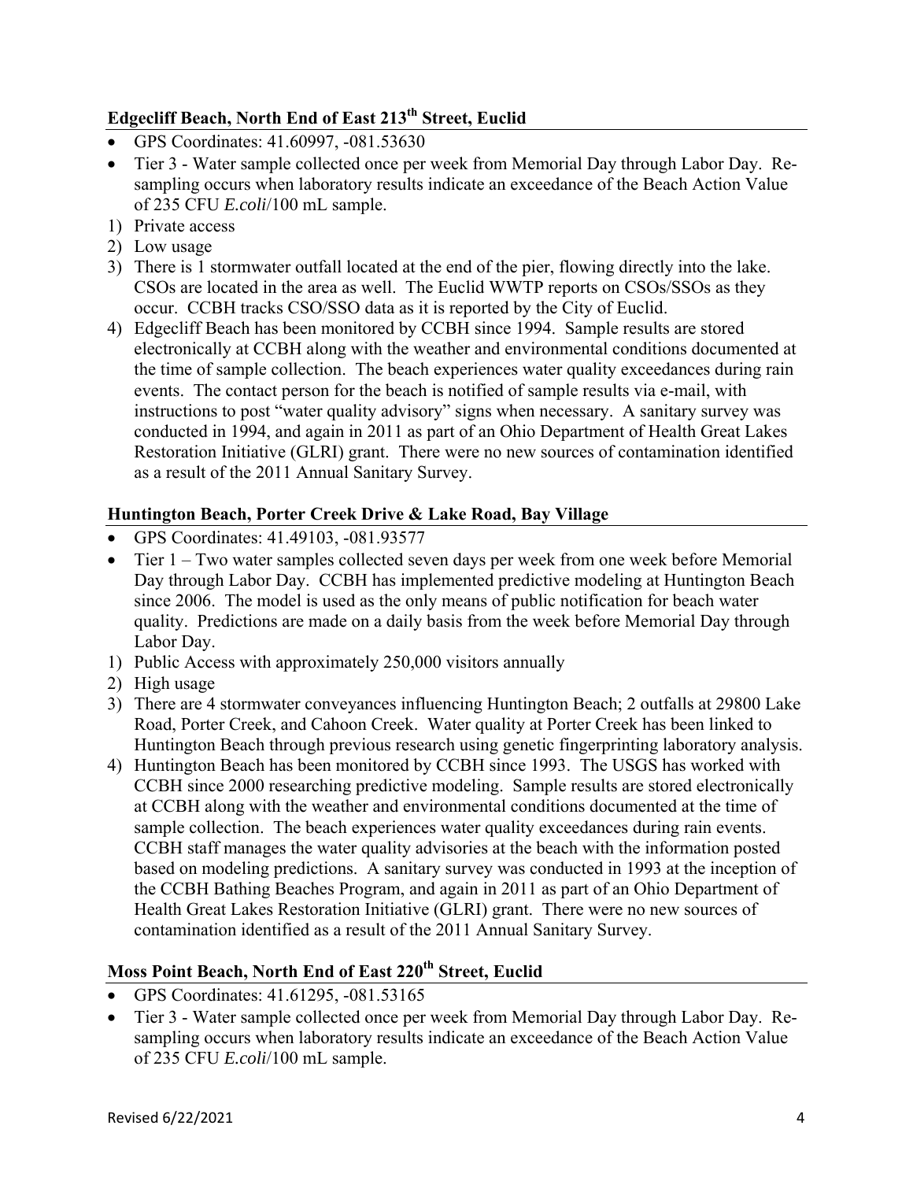### Edgecliff Beach, North End of East 213th Street, Euclid

- GPS Coordinates: 41.60997, -081.53630
- Tier 3 - Water sample collected once per week from Memorial Day through Labor Day. Re-sampling occurs when laboratory results indicate an exceedance of the Beach Action Value of 235 CFU *E.coli*/100 mL sample.

1) Private access
2) Low usage
3) There is 1 stormwater outfall located at the end of the pier, flowing directly into the lake. CSOs are located in the area as well. The Euclid WWTP reports on CSOs/SSOs as they occur. CCBH tracks CSO/SSO data as it is reported by the City of Euclid.
4) Edgecliff Beach has been monitored by CCBH since 1994. Sample results are stored electronically at CCBH along with the weather and environmental conditions documented at the time of sample collection. The beach experiences water quality exceedances during rain events. The contact person for the beach is notified of sample results via e-mail, with instructions to post "water quality advisory" signs when necessary. A sanitary survey was conducted in 1994, and again in 2011 as part of an Ohio Department of Health Great Lakes Restoration Initiative (GLRI) grant. There were no new sources of contamination identified as a result of the 2011 Annual Sanitary Survey.

### Huntington Beach, Porter Creek Drive & Lake Road, Bay Village

- GPS Coordinates: 41.49103, -081.93577
- Tier 1 – Two water samples collected seven days per week from one week before Memorial Day through Labor Day. CCBH has implemented predictive modeling at Huntington Beach since 2006. The model is used as the only means of public notification for beach water quality. Predictions are made on a daily basis from the week before Memorial Day through Labor Day.

1) Public Access with approximately 250,000 visitors annually
2) High usage
3) There are 4 stormwater conveyances influencing Huntington Beach; 2 outfalls at 29800 Lake Road, Porter Creek, and Cahoon Creek. Water quality at Porter Creek has been linked to Huntington Beach through previous research using genetic fingerprinting laboratory analysis.
4) Huntington Beach has been monitored by CCBH since 1993. The USGS has worked with CCBH since 2000 researching predictive modeling. Sample results are stored electronically at CCBH along with the weather and environmental conditions documented at the time of sample collection. The beach experiences water quality exceedances during rain events. CCBH staff manages the water quality advisories at the beach with the information posted based on modeling predictions. A sanitary survey was conducted in 1993 at the inception of the CCBH Bathing Beaches Program, and again in 2011 as part of an Ohio Department of Health Great Lakes Restoration Initiative (GLRI) grant. There were no new sources of contamination identified as a result of the 2011 Annual Sanitary Survey.

### Moss Point Beach, North End of East 220th Street, Euclid

- GPS Coordinates: 41.61295, -081.53165
- Tier 3 - Water sample collected once per week from Memorial Day through Labor Day. Re-sampling occurs when laboratory results indicate an exceedance of the Beach Action Value of 235 CFU *E.coli*/100 mL sample.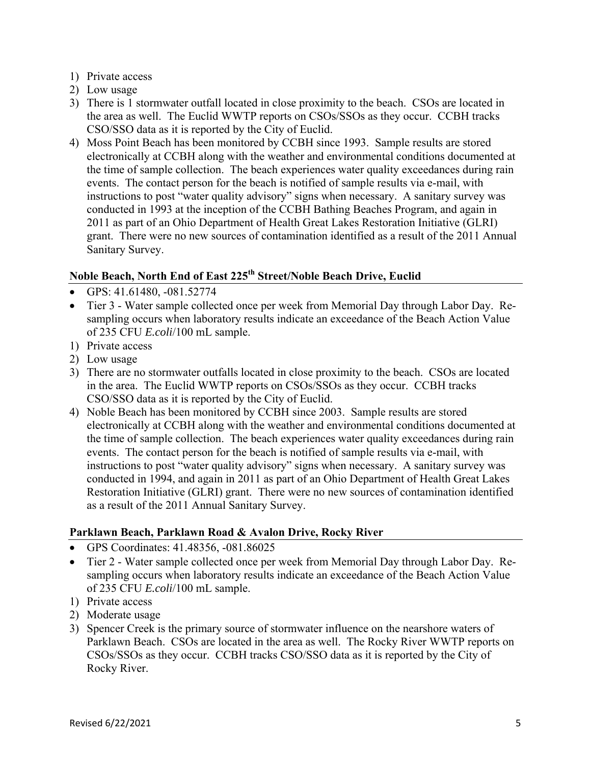1) Private access
2) Low usage
3) There is 1 stormwater outfall located in close proximity to the beach. CSOs are located in the area as well. The Euclid WWTP reports on CSOs/SSOs as they occur. CCBH tracks CSO/SSO data as it is reported by the City of Euclid.
4) Moss Point Beach has been monitored by CCBH since 1993. Sample results are stored electronically at CCBH along with the weather and environmental conditions documented at the time of sample collection. The beach experiences water quality exceedances during rain events. The contact person for the beach is notified of sample results via e-mail, with instructions to post "water quality advisory" signs when necessary. A sanitary survey was conducted in 1993 at the inception of the CCBH Bathing Beaches Program, and again in 2011 as part of an Ohio Department of Health Great Lakes Restoration Initiative (GLRI) grant. There were no new sources of contamination identified as a result of the 2011 Annual Sanitary Survey.

### Noble Beach, North End of East 225th Street/Noble Beach Drive, Euclid

- GPS: 41.61480, -081.52774
- Tier 3 - Water sample collected once per week from Memorial Day through Labor Day. Re-sampling occurs when laboratory results indicate an exceedance of the Beach Action Value of 235 CFU *E.coli*/100 mL sample.

1) Private access
2) Low usage
3) There are no stormwater outfalls located in close proximity to the beach. CSOs are located in the area. The Euclid WWTP reports on CSOs/SSOs as they occur. CCBH tracks CSO/SSO data as it is reported by the City of Euclid.
4) Noble Beach has been monitored by CCBH since 2003. Sample results are stored electronically at CCBH along with the weather and environmental conditions documented at the time of sample collection. The beach experiences water quality exceedances during rain events. The contact person for the beach is notified of sample results via e-mail, with instructions to post "water quality advisory" signs when necessary. A sanitary survey was conducted in 1994, and again in 2011 as part of an Ohio Department of Health Great Lakes Restoration Initiative (GLRI) grant. There were no new sources of contamination identified as a result of the 2011 Annual Sanitary Survey.

### Parklawn Beach, Parklawn Road & Avalon Drive, Rocky River

- GPS Coordinates: 41.48356, -081.86025
- Tier 2 - Water sample collected once per week from Memorial Day through Labor Day. Re-sampling occurs when laboratory results indicate an exceedance of the Beach Action Value of 235 CFU *E.coli*/100 mL sample.

1) Private access
2) Moderate usage
3) Spencer Creek is the primary source of stormwater influence on the nearshore waters of Parklawn Beach. CSOs are located in the area as well. The Rocky River WWTP reports on CSOs/SSOs as they occur. CCBH tracks CSO/SSO data as it is reported by the City of Rocky River.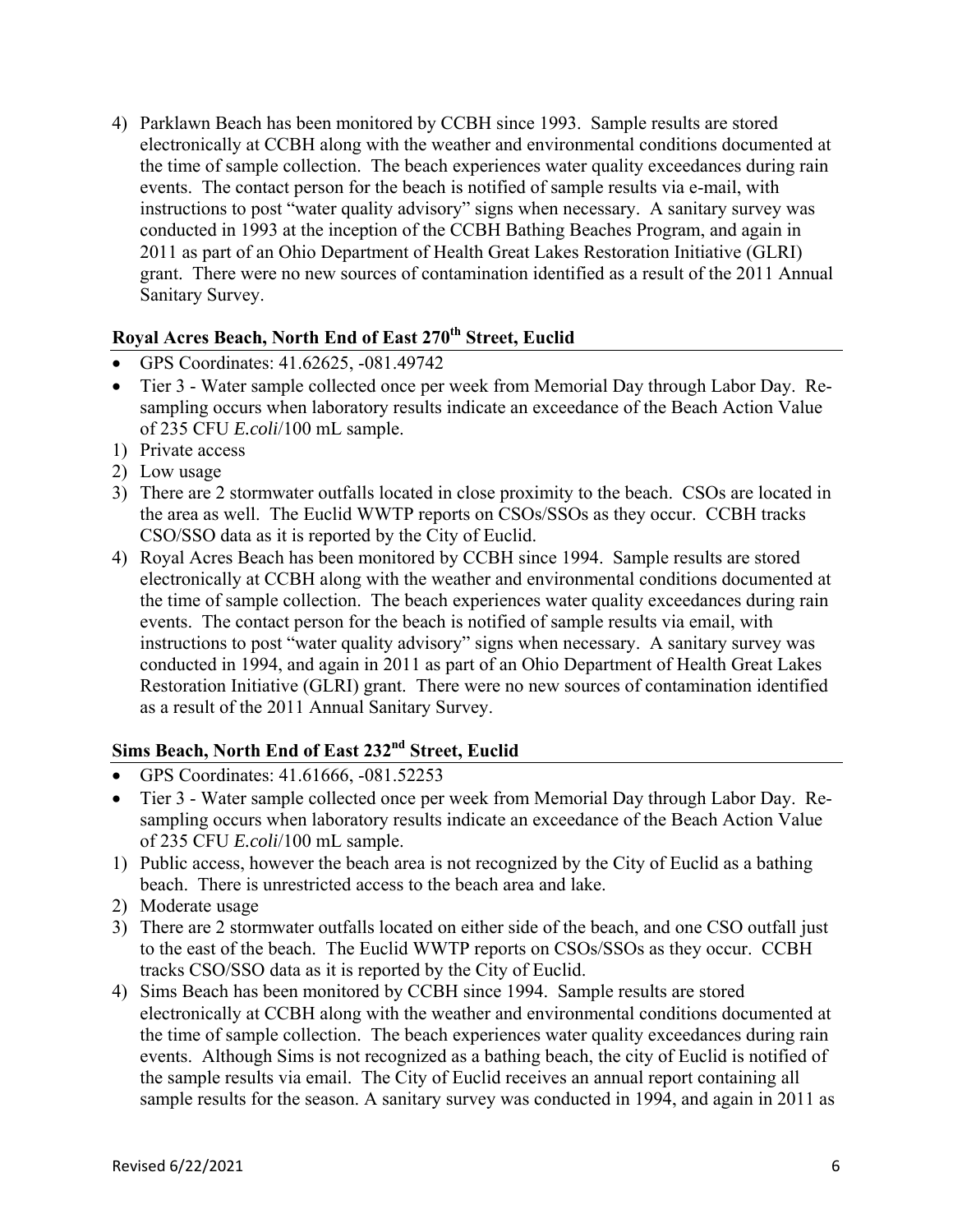4) Parklawn Beach has been monitored by CCBH since 1993. Sample results are stored electronically at CCBH along with the weather and environmental conditions documented at the time of sample collection. The beach experiences water quality exceedances during rain events. The contact person for the beach is notified of sample results via e-mail, with instructions to post "water quality advisory" signs when necessary. A sanitary survey was conducted in 1993 at the inception of the CCBH Bathing Beaches Program, and again in 2011 as part of an Ohio Department of Health Great Lakes Restoration Initiative (GLRI) grant. There were no new sources of contamination identified as a result of the 2011 Annual Sanitary Survey.

### Royal Acres Beach, North End of East 270th Street, Euclid

- GPS Coordinates: 41.62625, -081.49742
- Tier 3 - Water sample collected once per week from Memorial Day through Labor Day. Re-sampling occurs when laboratory results indicate an exceedance of the Beach Action Value of 235 CFU *E.coli*/100 mL sample.

1) Private access
2) Low usage
3) There are 2 stormwater outfalls located in close proximity to the beach. CSOs are located in the area as well. The Euclid WWTP reports on CSOs/SSOs as they occur. CCBH tracks CSO/SSO data as it is reported by the City of Euclid.
4) Royal Acres Beach has been monitored by CCBH since 1994. Sample results are stored electronically at CCBH along with the weather and environmental conditions documented at the time of sample collection. The beach experiences water quality exceedances during rain events. The contact person for the beach is notified of sample results via email, with instructions to post "water quality advisory" signs when necessary. A sanitary survey was conducted in 1994, and again in 2011 as part of an Ohio Department of Health Great Lakes Restoration Initiative (GLRI) grant. There were no new sources of contamination identified as a result of the 2011 Annual Sanitary Survey.

### Sims Beach, North End of East 232nd Street, Euclid

- GPS Coordinates: 41.61666, -081.52253
- Tier 3 - Water sample collected once per week from Memorial Day through Labor Day. Re-sampling occurs when laboratory results indicate an exceedance of the Beach Action Value of 235 CFU *E.coli*/100 mL sample.

1) Public access, however the beach area is not recognized by the City of Euclid as a bathing beach. There is unrestricted access to the beach area and lake.
2) Moderate usage
3) There are 2 stormwater outfalls located on either side of the beach, and one CSO outfall just to the east of the beach. The Euclid WWTP reports on CSOs/SSOs as they occur. CCBH tracks CSO/SSO data as it is reported by the City of Euclid.
4) Sims Beach has been monitored by CCBH since 1994. Sample results are stored electronically at CCBH along with the weather and environmental conditions documented at the time of sample collection. The beach experiences water quality exceedances during rain events. Although Sims is not recognized as a bathing beach, the city of Euclid is notified of the sample results via email. The City of Euclid receives an annual report containing all sample results for the season. A sanitary survey was conducted in 1994, and again in 2011 as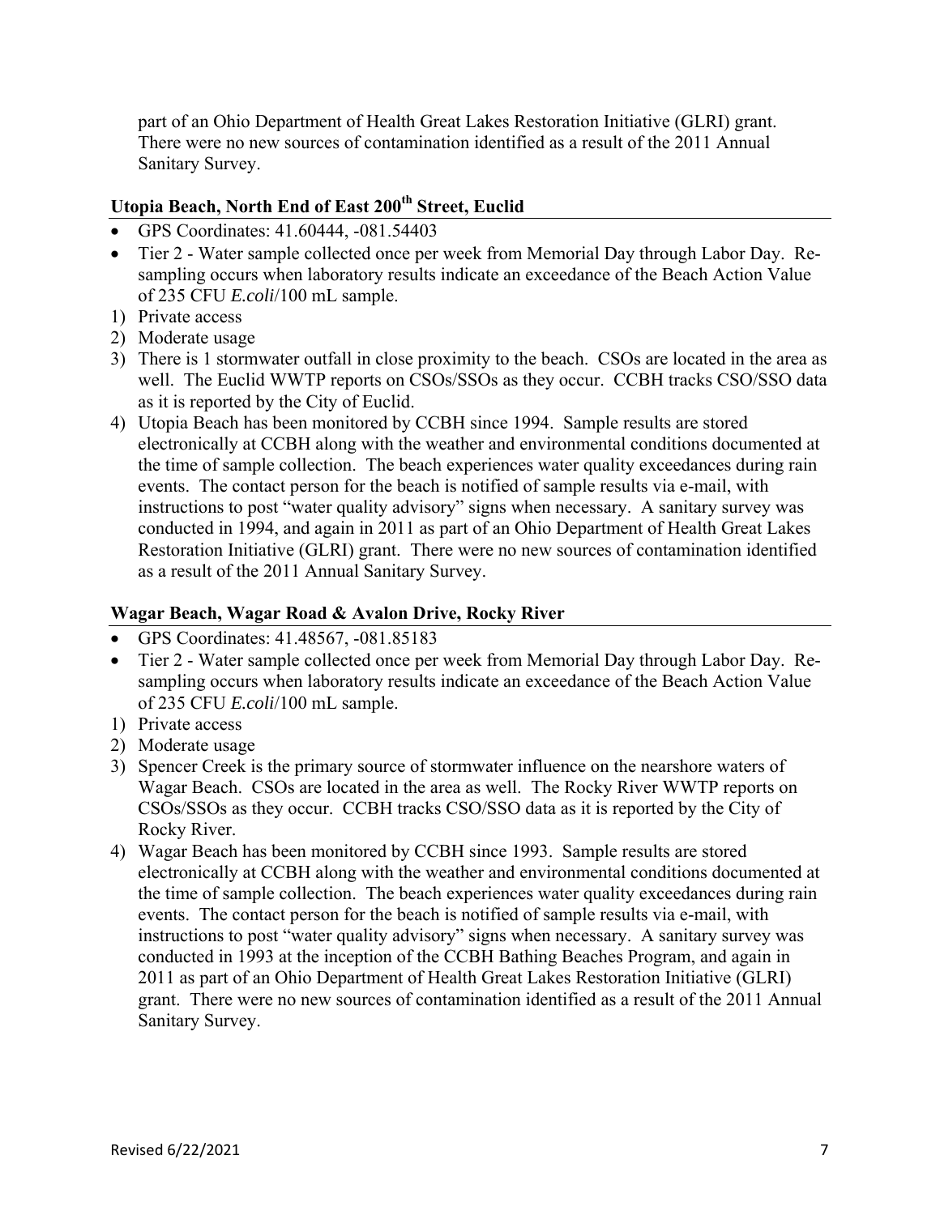part of an Ohio Department of Health Great Lakes Restoration Initiative (GLRI) grant. There were no new sources of contamination identified as a result of the 2011 Annual Sanitary Survey.

### Utopia Beach, North End of East 200th Street, Euclid

- GPS Coordinates: 41.60444, -081.54403
- Tier 2 - Water sample collected once per week from Memorial Day through Labor Day. Re-sampling occurs when laboratory results indicate an exceedance of the Beach Action Value of 235 CFU *E.coli*/100 mL sample.

1) Private access
2) Moderate usage
3) There is 1 stormwater outfall in close proximity to the beach. CSOs are located in the area as well. The Euclid WWTP reports on CSOs/SSOs as they occur. CCBH tracks CSO/SSO data as it is reported by the City of Euclid.
4) Utopia Beach has been monitored by CCBH since 1994. Sample results are stored electronically at CCBH along with the weather and environmental conditions documented at the time of sample collection. The beach experiences water quality exceedances during rain events. The contact person for the beach is notified of sample results via e-mail, with instructions to post "water quality advisory" signs when necessary. A sanitary survey was conducted in 1994, and again in 2011 as part of an Ohio Department of Health Great Lakes Restoration Initiative (GLRI) grant. There were no new sources of contamination identified as a result of the 2011 Annual Sanitary Survey.

### Wagar Beach, Wagar Road & Avalon Drive, Rocky River

- GPS Coordinates: 41.48567, -081.85183
- Tier 2 - Water sample collected once per week from Memorial Day through Labor Day. Re-sampling occurs when laboratory results indicate an exceedance of the Beach Action Value of 235 CFU *E.coli*/100 mL sample.

1) Private access
2) Moderate usage
3) Spencer Creek is the primary source of stormwater influence on the nearshore waters of Wagar Beach. CSOs are located in the area as well. The Rocky River WWTP reports on CSOs/SSOs as they occur. CCBH tracks CSO/SSO data as it is reported by the City of Rocky River.
4) Wagar Beach has been monitored by CCBH since 1993. Sample results are stored electronically at CCBH along with the weather and environmental conditions documented at the time of sample collection. The beach experiences water quality exceedances during rain events. The contact person for the beach is notified of sample results via e-mail, with instructions to post "water quality advisory" signs when necessary. A sanitary survey was conducted in 1993 at the inception of the CCBH Bathing Beaches Program, and again in 2011 as part of an Ohio Department of Health Great Lakes Restoration Initiative (GLRI) grant. There were no new sources of contamination identified as a result of the 2011 Annual Sanitary Survey.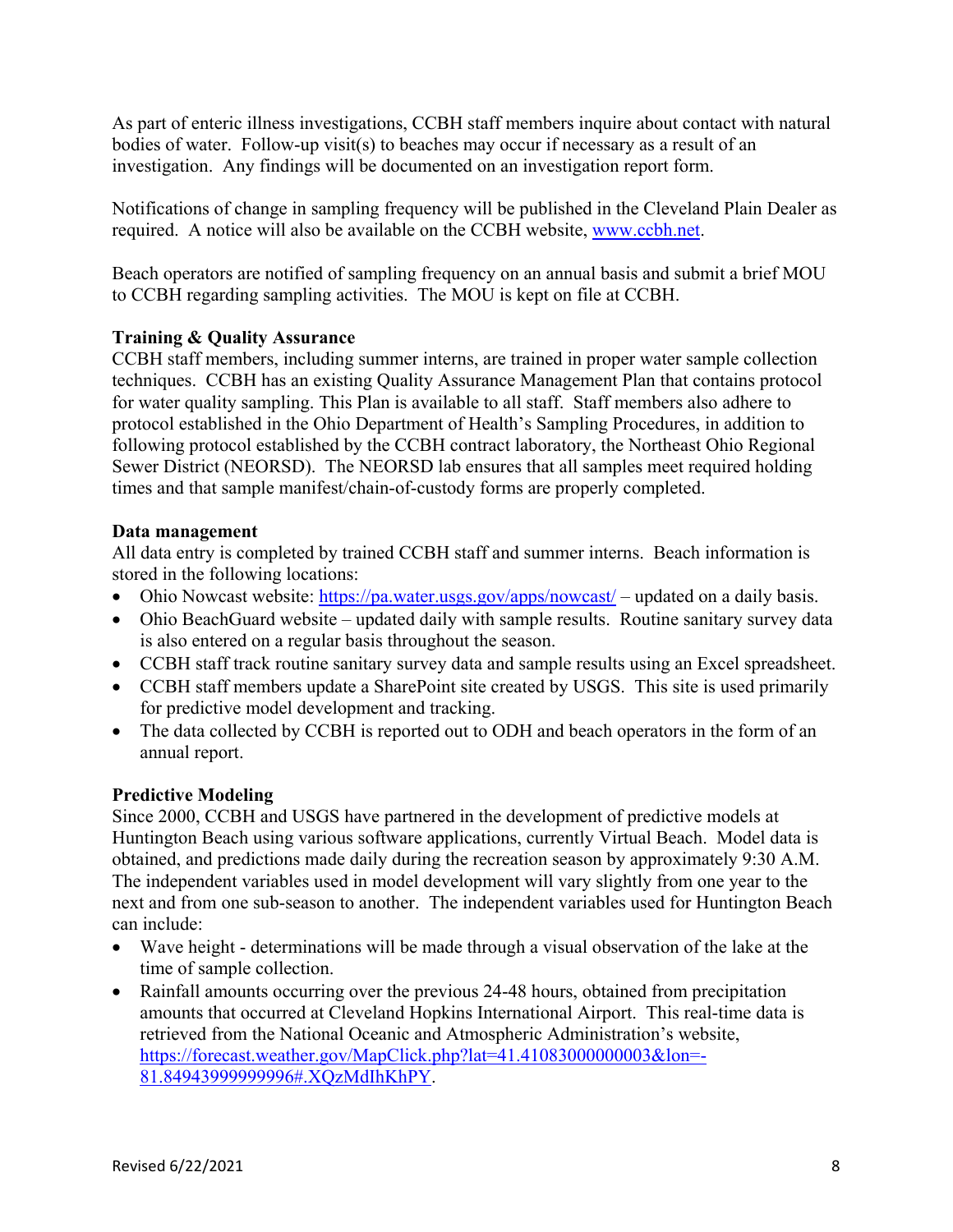As part of enteric illness investigations, CCBH staff members inquire about contact with natural bodies of water. Follow-up visit(s) to beaches may occur if necessary as a result of an investigation. Any findings will be documented on an investigation report form.

Notifications of change in sampling frequency will be published in the Cleveland Plain Dealer as required. A notice will also be available on the CCBH website, [www.ccbh.net](www.ccbh.net).

Beach operators are notified of sampling frequency on an annual basis and submit a brief MOU to CCBH regarding sampling activities. The MOU is kept on file at CCBH.

**Training & Quality Assurance**

CCBH staff members, including summer interns, are trained in proper water sample collection techniques. CCBH has an existing Quality Assurance Management Plan that contains protocol for water quality sampling. This Plan is available to all staff. Staff members also adhere to protocol established in the Ohio Department of Health's Sampling Procedures, in addition to following protocol established by the CCBH contract laboratory, the Northeast Ohio Regional Sewer District (NEORSD). The NEORSD lab ensures that all samples meet required holding times and that sample manifest/chain-of-custody forms are properly completed.

**Data management**

All data entry is completed by trained CCBH staff and summer interns. Beach information is stored in the following locations:

- Ohio Nowcast website: [https://pa.water.usgs.gov/apps/nowcast/](https://pa.water.usgs.gov/apps/nowcast/) – updated on a daily basis.
- Ohio BeachGuard website – updated daily with sample results. Routine sanitary survey data is also entered on a regular basis throughout the season.
- CCBH staff track routine sanitary survey data and sample results using an Excel spreadsheet.
- CCBH staff members update a SharePoint site created by USGS. This site is used primarily for predictive model development and tracking.
- The data collected by CCBH is reported out to ODH and beach operators in the form of an annual report.

**Predictive Modeling**

Since 2000, CCBH and USGS have partnered in the development of predictive models at Huntington Beach using various software applications, currently Virtual Beach. Model data is obtained, and predictions made daily during the recreation season by approximately 9:30 A.M. The independent variables used in model development will vary slightly from one year to the next and from one sub-season to another. The independent variables used for Huntington Beach can include:

- Wave height - determinations will be made through a visual observation of the lake at the time of sample collection.
- Rainfall amounts occurring over the previous 24-48 hours, obtained from precipitation amounts that occurred at Cleveland Hopkins International Airport. This real-time data is retrieved from the National Oceanic and Atmospheric Administration's website, [https://forecast.weather.gov/MapClick.php?lat=41.41083000000003&lon=-81.84943999999996#.XQzMdIhKhPY](https://forecast.weather.gov/MapClick.php?lat=41.41083000000003&lon=-81.84943999999996#.XQzMdIhKhPY).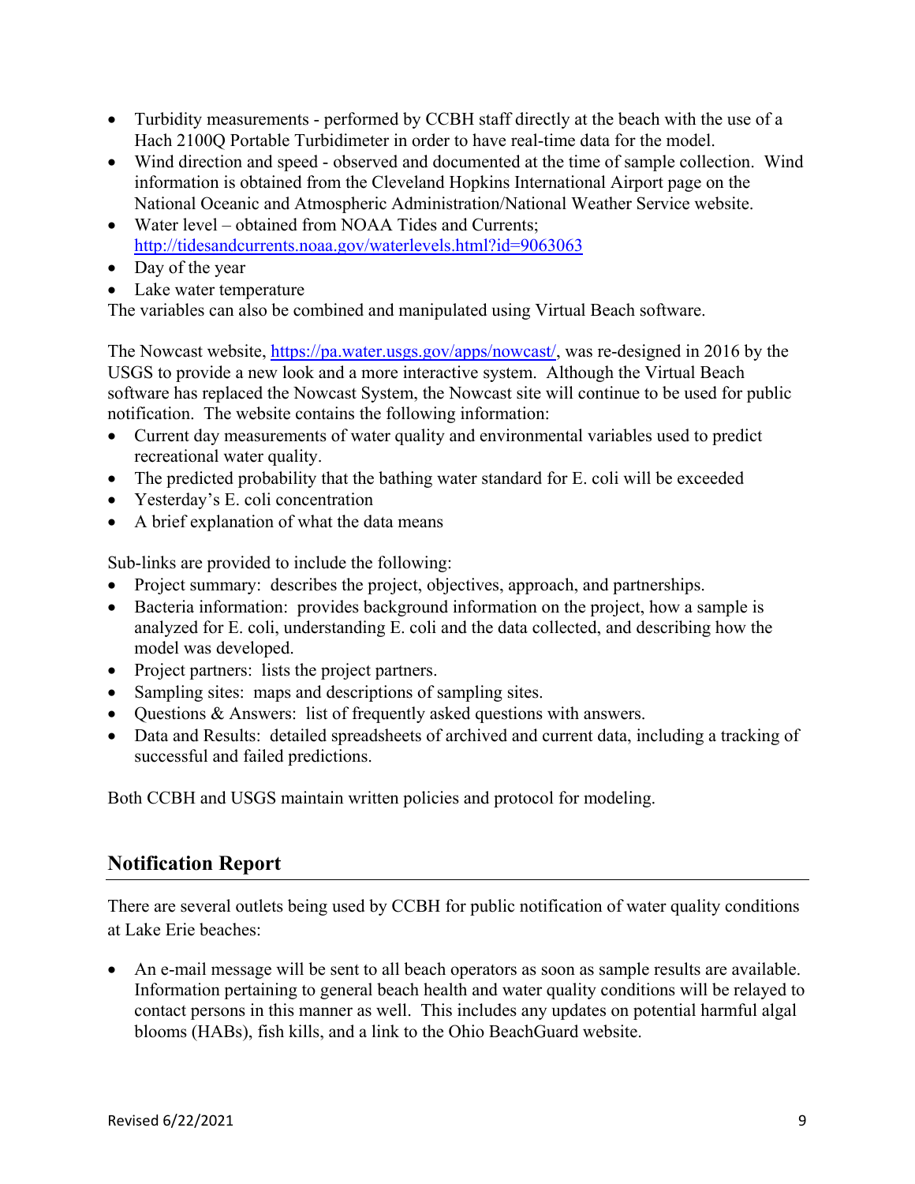- Turbidity measurements - performed by CCBH staff directly at the beach with the use of a Hach 2100Q Portable Turbidimeter in order to have real-time data for the model.
- Wind direction and speed - observed and documented at the time of sample collection. Wind information is obtained from the Cleveland Hopkins International Airport page on the National Oceanic and Atmospheric Administration/National Weather Service website.
- Water level – obtained from NOAA Tides and Currents; http://tidesandcurrents.noaa.gov/waterlevels.html?id=9063063
- Day of the year
- Lake water temperature

The variables can also be combined and manipulated using Virtual Beach software.

The Nowcast website, https://pa.water.usgs.gov/apps/nowcast/, was re-designed in 2016 by the USGS to provide a new look and a more interactive system. Although the Virtual Beach software has replaced the Nowcast System, the Nowcast site will continue to be used for public notification. The website contains the following information:

- Current day measurements of water quality and environmental variables used to predict recreational water quality.
- The predicted probability that the bathing water standard for E. coli will be exceeded
- Yesterday's E. coli concentration
- A brief explanation of what the data means

Sub-links are provided to include the following:

- Project summary: describes the project, objectives, approach, and partnerships.
- Bacteria information: provides background information on the project, how a sample is analyzed for E. coli, understanding E. coli and the data collected, and describing how the model was developed.
- Project partners: lists the project partners.
- Sampling sites: maps and descriptions of sampling sites.
- Questions & Answers: list of frequently asked questions with answers.
- Data and Results: detailed spreadsheets of archived and current data, including a tracking of successful and failed predictions.

Both CCBH and USGS maintain written policies and protocol for modeling.

## Notification Report

There are several outlets being used by CCBH for public notification of water quality conditions at Lake Erie beaches:

- An e-mail message will be sent to all beach operators as soon as sample results are available. Information pertaining to general beach health and water quality conditions will be relayed to contact persons in this manner as well. This includes any updates on potential harmful algal blooms (HABs), fish kills, and a link to the Ohio BeachGuard website.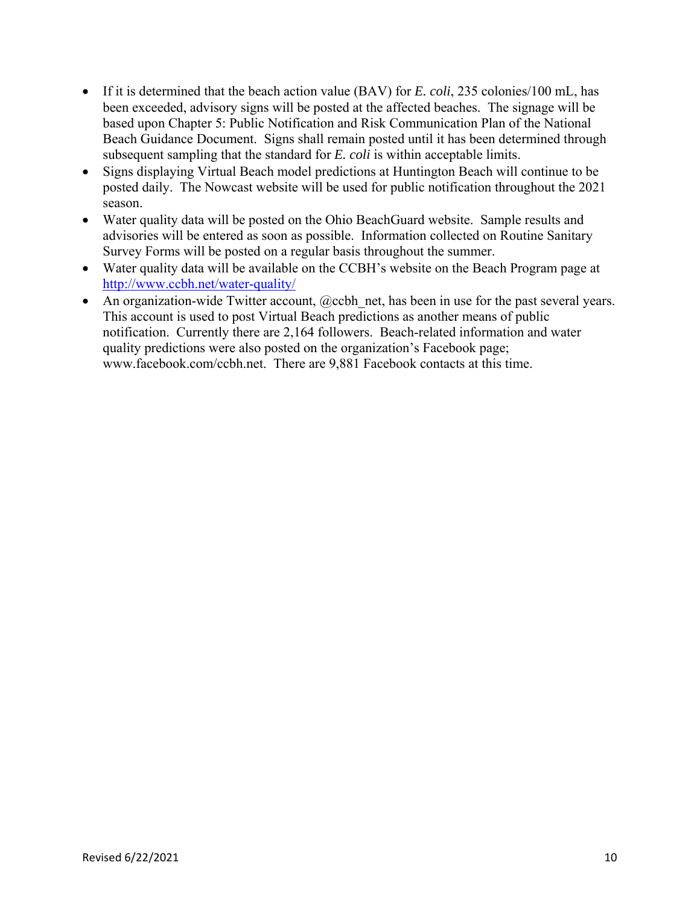- If it is determined that the beach action value (BAV) for *E. coli*, 235 colonies/100 mL, has been exceeded, advisory signs will be posted at the affected beaches. The signage will be based upon Chapter 5: Public Notification and Risk Communication Plan of the National Beach Guidance Document. Signs shall remain posted until it has been determined through subsequent sampling that the standard for *E. coli* is within acceptable limits.
- Signs displaying Virtual Beach model predictions at Huntington Beach will continue to be posted daily. The Nowcast website will be used for public notification throughout the 2021 season.
- Water quality data will be posted on the Ohio BeachGuard website. Sample results and advisories will be entered as soon as possible. Information collected on Routine Sanitary Survey Forms will be posted on a regular basis throughout the summer.
- Water quality data will be available on the CCBH's website on the Beach Program page at [http://www.ccbh.net/water-quality/](http://www.ccbh.net/water-quality/)
- An organization-wide Twitter account, @ccbh_net, has been in use for the past several years. This account is used to post Virtual Beach predictions as another means of public notification. Currently there are 2,164 followers. Beach-related information and water quality predictions were also posted on the organization's Facebook page; www.facebook.com/ccbh.net. There are 9,881 Facebook contacts at this time.